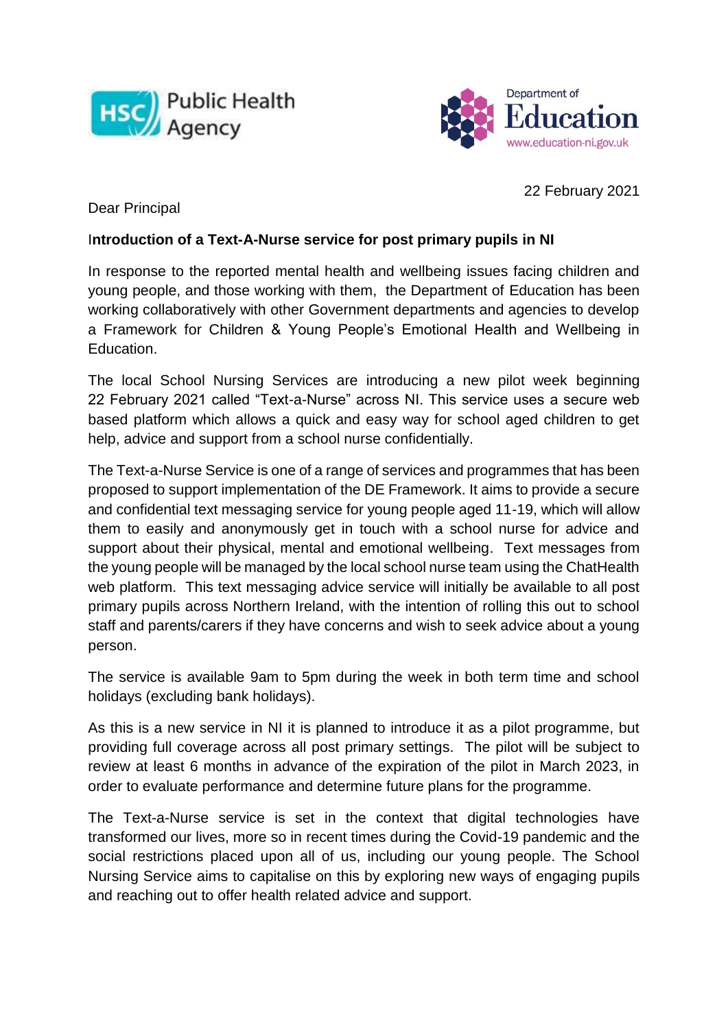HSC Public Health Agency

Department of Education
www.education-ni.gov.uk

22 February 2021

Dear Principal

**Introduction of a Text-A-Nurse service for post primary pupils in NI**

In response to the reported mental health and wellbeing issues facing children and young people, and those working with them, the Department of Education has been working collaboratively with other Government departments and agencies to develop a Framework for Children & Young People's Emotional Health and Wellbeing in Education.

The local School Nursing Services are introducing a new pilot week beginning 22 February 2021 called "Text-a-Nurse" across NI. This service uses a secure web based platform which allows a quick and easy way for school aged children to get help, advice and support from a school nurse confidentially.

The Text-a-Nurse Service is one of a range of services and programmes that has been proposed to support implementation of the DE Framework. It aims to provide a secure and confidential text messaging service for young people aged 11-19, which will allow them to easily and anonymously get in touch with a school nurse for advice and support about their physical, mental and emotional wellbeing. Text messages from the young people will be managed by the local school nurse team using the ChatHealth web platform. This text messaging advice service will initially be available to all post primary pupils across Northern Ireland, with the intention of rolling this out to school staff and parents/carers if they have concerns and wish to seek advice about a young person.

The service is available 9am to 5pm during the week in both term time and school holidays (excluding bank holidays).

As this is a new service in NI it is planned to introduce it as a pilot programme, but providing full coverage across all post primary settings. The pilot will be subject to review at least 6 months in advance of the expiration of the pilot in March 2023, in order to evaluate performance and determine future plans for the programme.

The Text-a-Nurse service is set in the context that digital technologies have transformed our lives, more so in recent times during the Covid-19 pandemic and the social restrictions placed upon all of us, including our young people. The School Nursing Service aims to capitalise on this by exploring new ways of engaging pupils and reaching out to offer health related advice and support.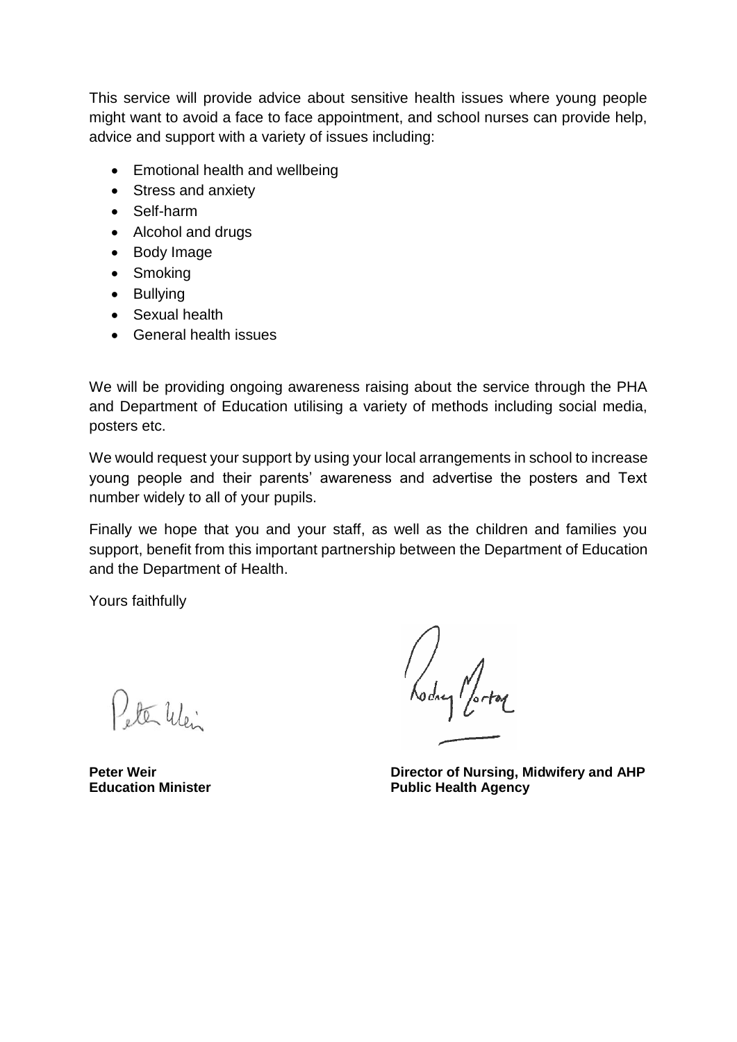This service will provide advice about sensitive health issues where young people might want to avoid a face to face appointment, and school nurses can provide help, advice and support with a variety of issues including:

- Emotional health and wellbeing
- Stress and anxiety
- Self-harm
- Alcohol and drugs
- Body Image
- Smoking
- Bullying
- Sexual health
- General health issues

We will be providing ongoing awareness raising about the service through the PHA and Department of Education utilising a variety of methods including social media, posters etc.

We would request your support by using your local arrangements in school to increase young people and their parents' awareness and advertise the posters and Text number widely to all of your pupils.

Finally we hope that you and your staff, as well as the children and families you support, benefit from this important partnership between the Department of Education and the Department of Health.

Yours faithfully

**Peter Weir**
**Education Minister**

**Director of Nursing, Midwifery and AHP**
**Public Health Agency**